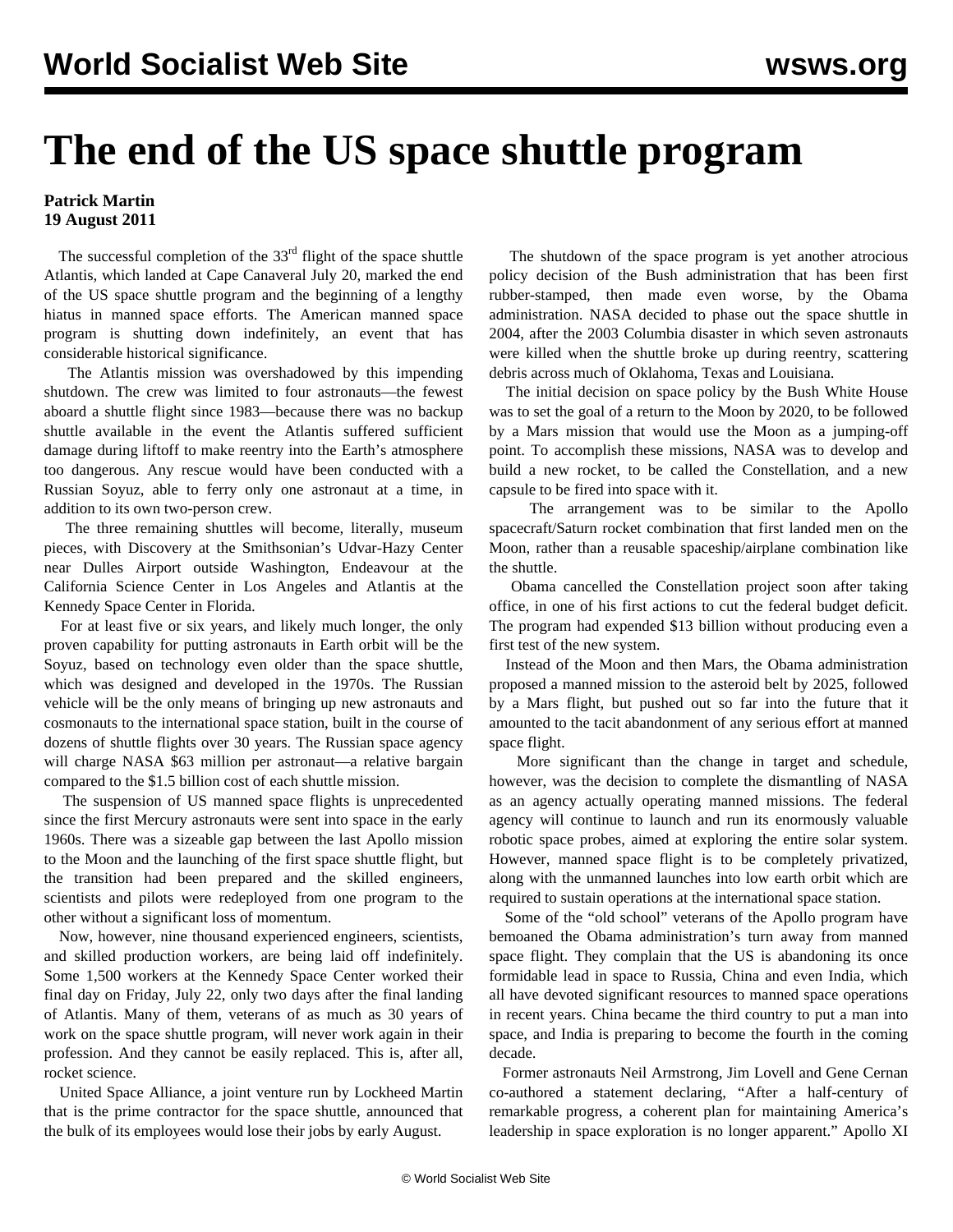# The end of the US space shuttle program

**Patrick Martin**
**19 August 2011**

The successful completion of the 33rd flight of the space shuttle Atlantis, which landed at Cape Canaveral July 20, marked the end of the US space shuttle program and the beginning of a lengthy hiatus in manned space efforts. The American manned space program is shutting down indefinitely, an event that has considerable historical significance.

The Atlantis mission was overshadowed by this impending shutdown. The crew was limited to four astronauts—the fewest aboard a shuttle flight since 1983—because there was no backup shuttle available in the event the Atlantis suffered sufficient damage during liftoff to make reentry into the Earth's atmosphere too dangerous. Any rescue would have been conducted with a Russian Soyuz, able to ferry only one astronaut at a time, in addition to its own two-person crew.

The three remaining shuttles will become, literally, museum pieces, with Discovery at the Smithsonian's Udvar-Hazy Center near Dulles Airport outside Washington, Endeavour at the California Science Center in Los Angeles and Atlantis at the Kennedy Space Center in Florida.

For at least five or six years, and likely much longer, the only proven capability for putting astronauts in Earth orbit will be the Soyuz, based on technology even older than the space shuttle, which was designed and developed in the 1970s. The Russian vehicle will be the only means of bringing up new astronauts and cosmonauts to the international space station, built in the course of dozens of shuttle flights over 30 years. The Russian space agency will charge NASA $63 million per astronaut—a relative bargain compared to the $1.5 billion cost of each shuttle mission.

The suspension of US manned space flights is unprecedented since the first Mercury astronauts were sent into space in the early 1960s. There was a sizeable gap between the last Apollo mission to the Moon and the launching of the first space shuttle flight, but the transition had been prepared and the skilled engineers, scientists and pilots were redeployed from one program to the other without a significant loss of momentum.

Now, however, nine thousand experienced engineers, scientists, and skilled production workers, are being laid off indefinitely. Some 1,500 workers at the Kennedy Space Center worked their final day on Friday, July 22, only two days after the final landing of Atlantis. Many of them, veterans of as much as 30 years of work on the space shuttle program, will never work again in their profession. And they cannot be easily replaced. This is, after all, rocket science.

United Space Alliance, a joint venture run by Lockheed Martin that is the prime contractor for the space shuttle, announced that the bulk of its employees would lose their jobs by early August.

The shutdown of the space program is yet another atrocious policy decision of the Bush administration that has been first rubber-stamped, then made even worse, by the Obama administration. NASA decided to phase out the space shuttle in 2004, after the 2003 Columbia disaster in which seven astronauts were killed when the shuttle broke up during reentry, scattering debris across much of Oklahoma, Texas and Louisiana.

The initial decision on space policy by the Bush White House was to set the goal of a return to the Moon by 2020, to be followed by a Mars mission that would use the Moon as a jumping-off point. To accomplish these missions, NASA was to develop and build a new rocket, to be called the Constellation, and a new capsule to be fired into space with it.

The arrangement was to be similar to the Apollo spacecraft/Saturn rocket combination that first landed men on the Moon, rather than a reusable spaceship/airplane combination like the shuttle.

Obama cancelled the Constellation project soon after taking office, in one of his first actions to cut the federal budget deficit. The program had expended $13 billion without producing even a first test of the new system.

Instead of the Moon and then Mars, the Obama administration proposed a manned mission to the asteroid belt by 2025, followed by a Mars flight, but pushed out so far into the future that it amounted to the tacit abandonment of any serious effort at manned space flight.

More significant than the change in target and schedule, however, was the decision to complete the dismantling of NASA as an agency actually operating manned missions. The federal agency will continue to launch and run its enormously valuable robotic space probes, aimed at exploring the entire solar system. However, manned space flight is to be completely privatized, along with the unmanned launches into low earth orbit which are required to sustain operations at the international space station.

Some of the "old school" veterans of the Apollo program have bemoaned the Obama administration's turn away from manned space flight. They complain that the US is abandoning its once formidable lead in space to Russia, China and even India, which all have devoted significant resources to manned space operations in recent years. China became the third country to put a man into space, and India is preparing to become the fourth in the coming decade.

Former astronauts Neil Armstrong, Jim Lovell and Gene Cernan co-authored a statement declaring, "After a half-century of remarkable progress, a coherent plan for maintaining America's leadership in space exploration is no longer apparent." Apollo XI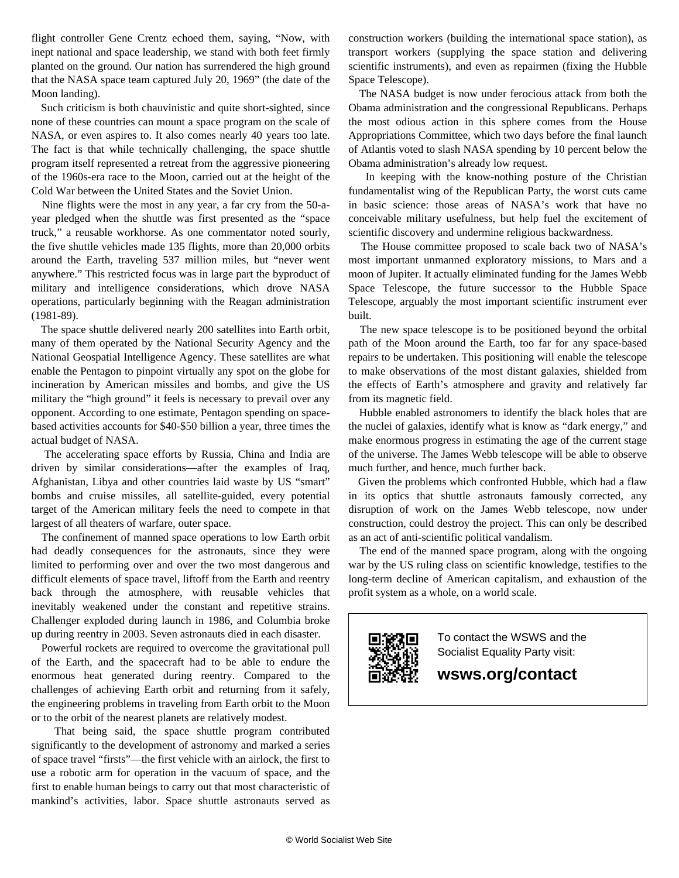flight controller Gene Crentz echoed them, saying, "Now, with inept national and space leadership, we stand with both feet firmly planted on the ground. Our nation has surrendered the high ground that the NASA space team captured July 20, 1969" (the date of the Moon landing).

Such criticism is both chauvinistic and quite short-sighted, since none of these countries can mount a space program on the scale of NASA, or even aspires to. It also comes nearly 40 years too late. The fact is that while technically challenging, the space shuttle program itself represented a retreat from the aggressive pioneering of the 1960s-era race to the Moon, carried out at the height of the Cold War between the United States and the Soviet Union.

Nine flights were the most in any year, a far cry from the 50-a-year pledged when the shuttle was first presented as the "space truck," a reusable workhorse. As one commentator noted sourly, the five shuttle vehicles made 135 flights, more than 20,000 orbits around the Earth, traveling 537 million miles, but "never went anywhere." This restricted focus was in large part the byproduct of military and intelligence considerations, which drove NASA operations, particularly beginning with the Reagan administration (1981-89).

The space shuttle delivered nearly 200 satellites into Earth orbit, many of them operated by the National Security Agency and the National Geospatial Intelligence Agency. These satellites are what enable the Pentagon to pinpoint virtually any spot on the globe for incineration by American missiles and bombs, and give the US military the "high ground" it feels is necessary to prevail over any opponent. According to one estimate, Pentagon spending on space-based activities accounts for $40-$50 billion a year, three times the actual budget of NASA.

The accelerating space efforts by Russia, China and India are driven by similar considerations—after the examples of Iraq, Afghanistan, Libya and other countries laid waste by US "smart" bombs and cruise missiles, all satellite-guided, every potential target of the American military feels the need to compete in that largest of all theaters of warfare, outer space.

The confinement of manned space operations to low Earth orbit had deadly consequences for the astronauts, since they were limited to performing over and over the two most dangerous and difficult elements of space travel, liftoff from the Earth and reentry back through the atmosphere, with reusable vehicles that inevitably weakened under the constant and repetitive strains. Challenger exploded during launch in 1986, and Columbia broke up during reentry in 2003. Seven astronauts died in each disaster.

Powerful rockets are required to overcome the gravitational pull of the Earth, and the spacecraft had to be able to endure the enormous heat generated during reentry. Compared to the challenges of achieving Earth orbit and returning from it safely, the engineering problems in traveling from Earth orbit to the Moon or to the orbit of the nearest planets are relatively modest.

That being said, the space shuttle program contributed significantly to the development of astronomy and marked a series of space travel "firsts"—the first vehicle with an airlock, the first to use a robotic arm for operation in the vacuum of space, and the first to enable human beings to carry out that most characteristic of mankind's activities, labor. Space shuttle astronauts served as construction workers (building the international space station), as transport workers (supplying the space station and delivering scientific instruments), and even as repairmen (fixing the Hubble Space Telescope).

The NASA budget is now under ferocious attack from both the Obama administration and the congressional Republicans. Perhaps the most odious action in this sphere comes from the House Appropriations Committee, which two days before the final launch of Atlantis voted to slash NASA spending by 10 percent below the Obama administration's already low request.

In keeping with the know-nothing posture of the Christian fundamentalist wing of the Republican Party, the worst cuts came in basic science: those areas of NASA's work that have no conceivable military usefulness, but help fuel the excitement of scientific discovery and undermine religious backwardness.

The House committee proposed to scale back two of NASA's most important unmanned exploratory missions, to Mars and a moon of Jupiter. It actually eliminated funding for the James Webb Space Telescope, the future successor to the Hubble Space Telescope, arguably the most important scientific instrument ever built.

The new space telescope is to be positioned beyond the orbital path of the Moon around the Earth, too far for any space-based repairs to be undertaken. This positioning will enable the telescope to make observations of the most distant galaxies, shielded from the effects of Earth's atmosphere and gravity and relatively far from its magnetic field.

Hubble enabled astronomers to identify the black holes that are the nuclei of galaxies, identify what is know as "dark energy," and make enormous progress in estimating the age of the current stage of the universe. The James Webb telescope will be able to observe much further, and hence, much further back.

Given the problems which confronted Hubble, which had a flaw in its optics that shuttle astronauts famously corrected, any disruption of work on the James Webb telescope, now under construction, could destroy the project. This can only be described as an act of anti-scientific political vandalism.

The end of the manned space program, along with the ongoing war by the US ruling class on scientific knowledge, testifies to the long-term decline of American capitalism, and exhaustion of the profit system as a whole, on a world scale.

To contact the WSWS and the Socialist Equality Party visit:

**wsws.org/contact**